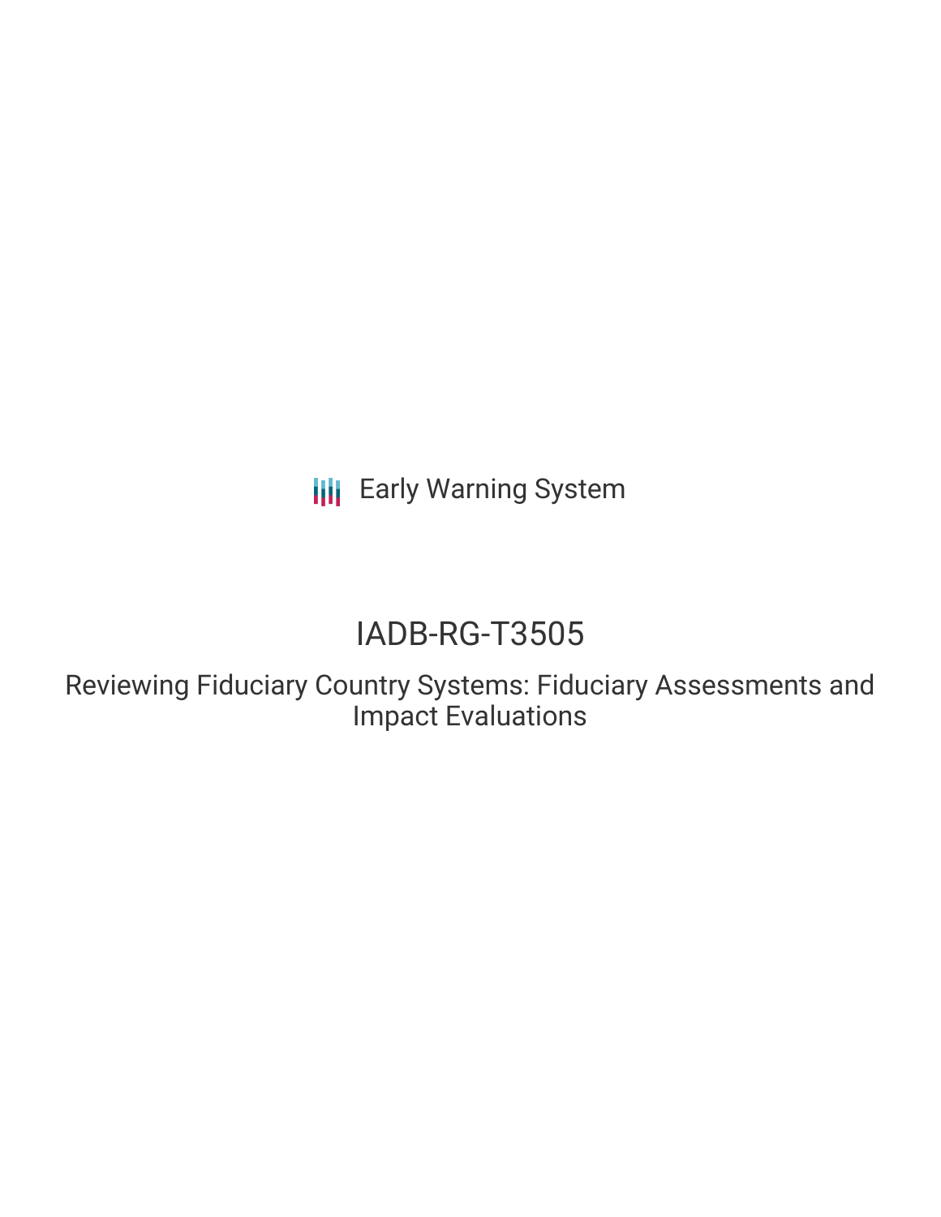Early Warning System

# IADB-RG-T3505

## Reviewing Fiduciary Country Systems: Fiduciary Assessments and Impact Evaluations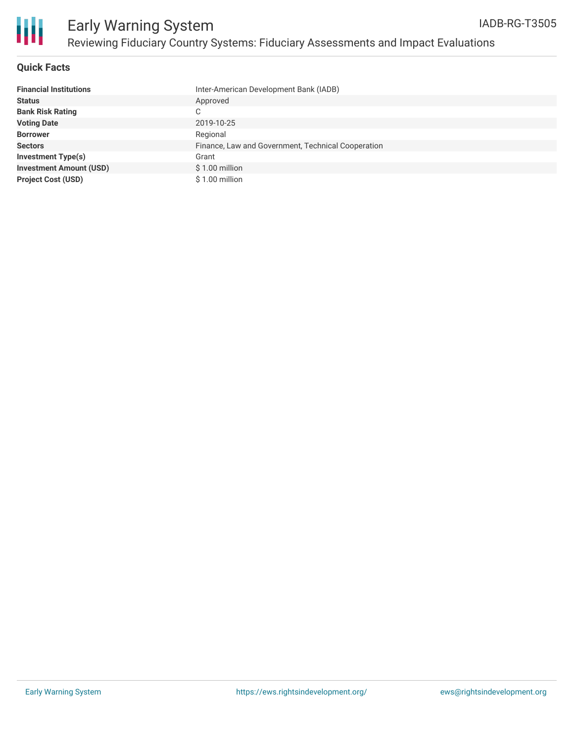# Early Warning System

## Reviewing Fiduciary Country Systems: Fiduciary Assessments and Impact Evaluations

IADB-RG-T3505

### Quick Facts

| | |
|---|---|
| **Financial Institutions** | Inter-American Development Bank (IADB) |
| **Status** | Approved |
| **Bank Risk Rating** | C |
| **Voting Date** | 2019-10-25 |
| **Borrower** | Regional |
| **Sectors** | Finance, Law and Government, Technical Cooperation |
| **Investment Type(s)** | Grant |
| **Investment Amount (USD)** | $ 1.00 million |
| **Project Cost (USD)** | $ 1.00 million |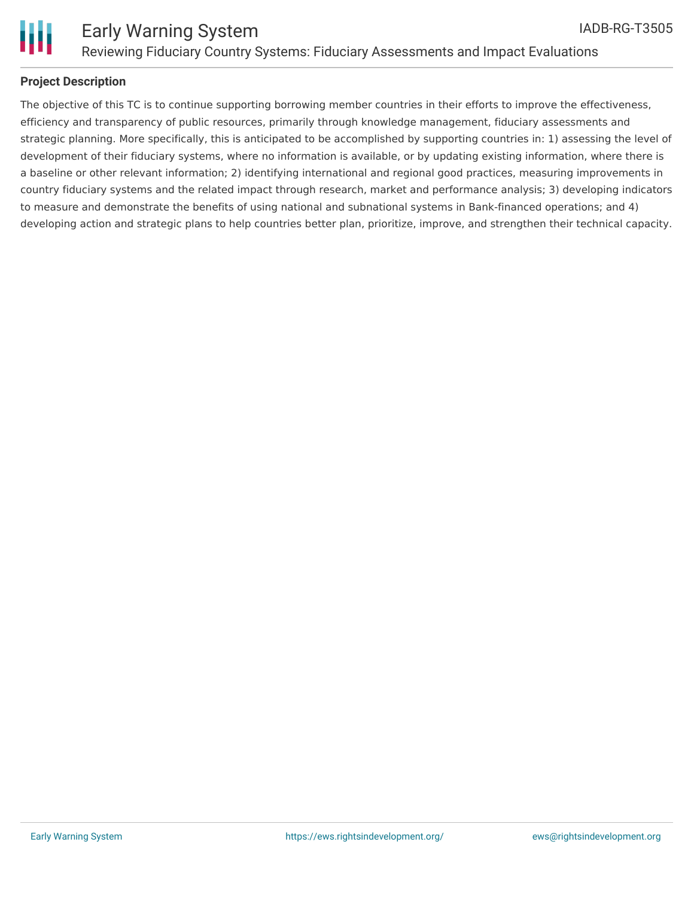## Project Description

The objective of this TC is to continue supporting borrowing member countries in their efforts to improve the effectiveness, efficiency and transparency of public resources, primarily through knowledge management, fiduciary assessments and strategic planning. More specifically, this is anticipated to be accomplished by supporting countries in: 1) assessing the level of development of their fiduciary systems, where no information is available, or by updating existing information, where there is a baseline or other relevant information; 2) identifying international and regional good practices, measuring improvements in country fiduciary systems and the related impact through research, market and performance analysis; 3) developing indicators to measure and demonstrate the benefits of using national and subnational systems in Bank-financed operations; and 4) developing action and strategic plans to help countries better plan, prioritize, improve, and strengthen their technical capacity.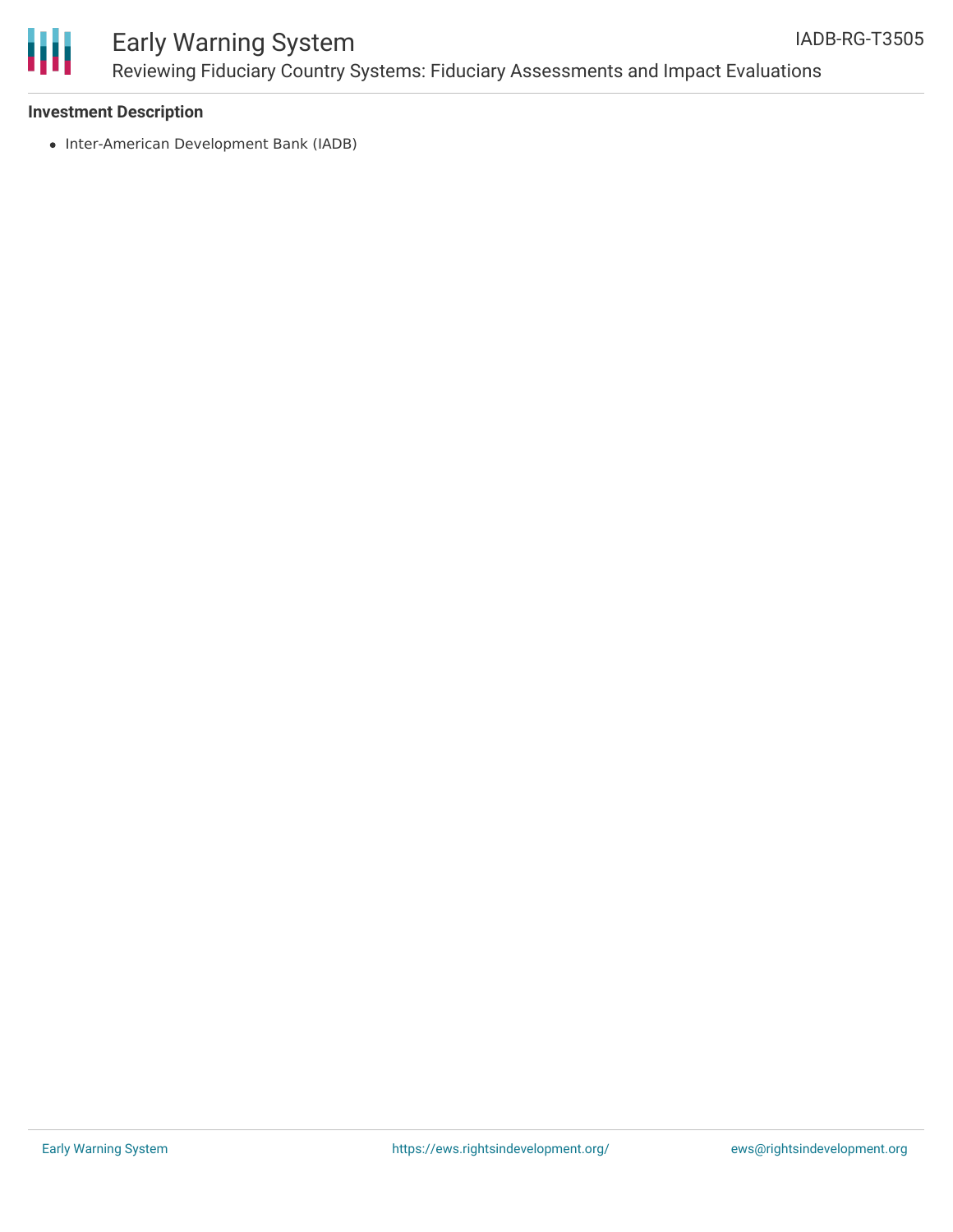**Investment Description**

- Inter-American Development Bank (IADB)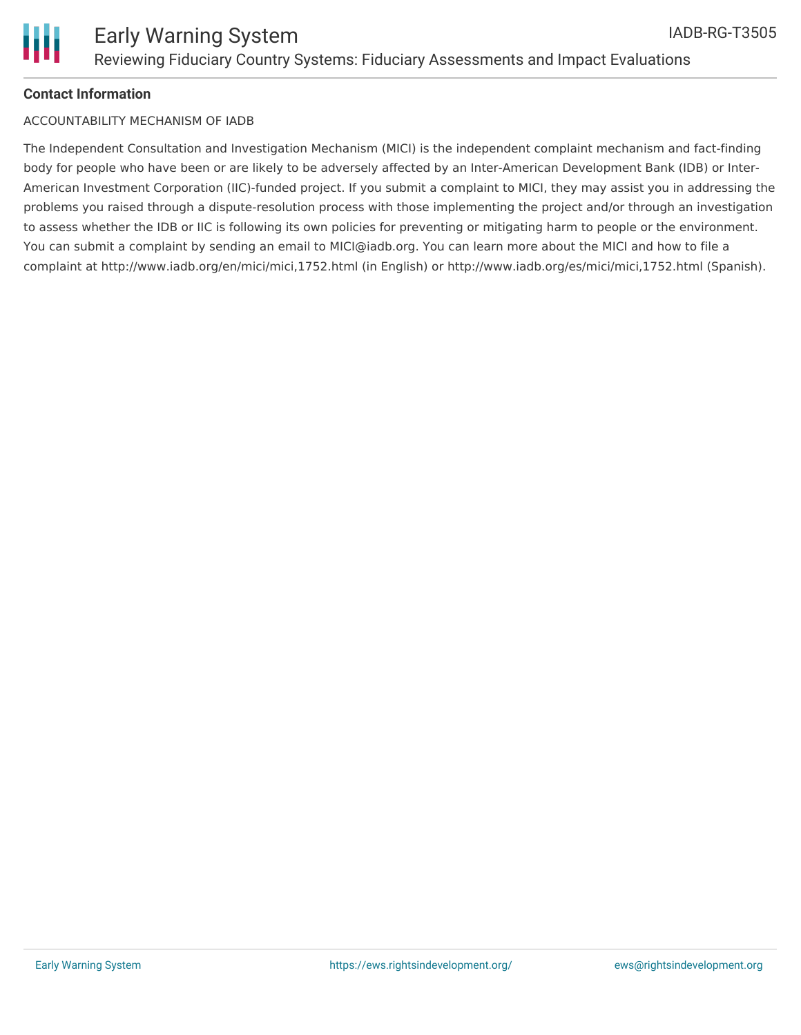**Contact Information**

ACCOUNTABILITY MECHANISM OF IADB

The Independent Consultation and Investigation Mechanism (MICI) is the independent complaint mechanism and fact-finding body for people who have been or are likely to be adversely affected by an Inter-American Development Bank (IDB) or Inter-American Investment Corporation (IIC)-funded project. If you submit a complaint to MICI, they may assist you in addressing the problems you raised through a dispute-resolution process with those implementing the project and/or through an investigation to assess whether the IDB or IIC is following its own policies for preventing or mitigating harm to people or the environment. You can submit a complaint by sending an email to MICI@iadb.org. You can learn more about the MICI and how to file a complaint at http://www.iadb.org/en/mici/mici,1752.html (in English) or http://www.iadb.org/es/mici/mici,1752.html (Spanish).